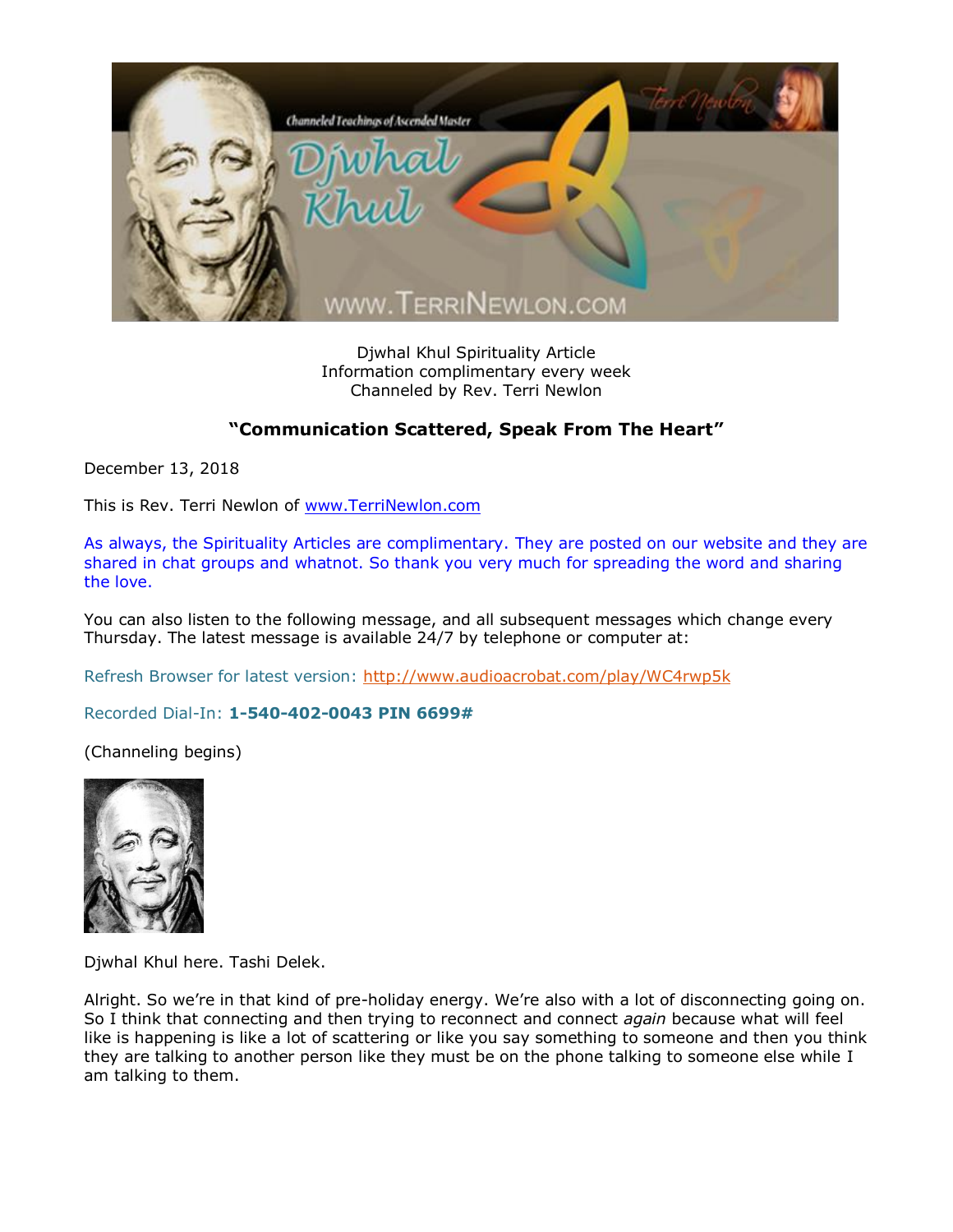Djwhal Khul Spirituality Article
Information complimentary every week
Channeled by Rev. Terri Newlon

## "Communication Scattered, Speak From The Heart"

December 13, 2018

This is Rev. Terri Newlon of www.TerriNewlon.com

As always, the Spirituality Articles are complimentary. They are posted on our website and they are shared in chat groups and whatnot. So thank you very much for spreading the word and sharing the love.

You can also listen to the following message, and all subsequent messages which change every Thursday. The latest message is available 24/7 by telephone or computer at:

Refresh Browser for latest version: http://www.audioacrobat.com/play/WC4rwp5k

Recorded Dial-In: **1-540-402-0043 PIN 6699#**

(Channeling begins)

Djwhal Khul here. Tashi Delek.

Alright. So we're in that kind of pre-holiday energy. We're also with a lot of disconnecting going on. So I think that connecting and then trying to reconnect and connect *again* because what will feel like is happening is like a lot of scattering or like you say something to someone and then you think they are talking to another person like they must be on the phone talking to someone else while I am talking to them.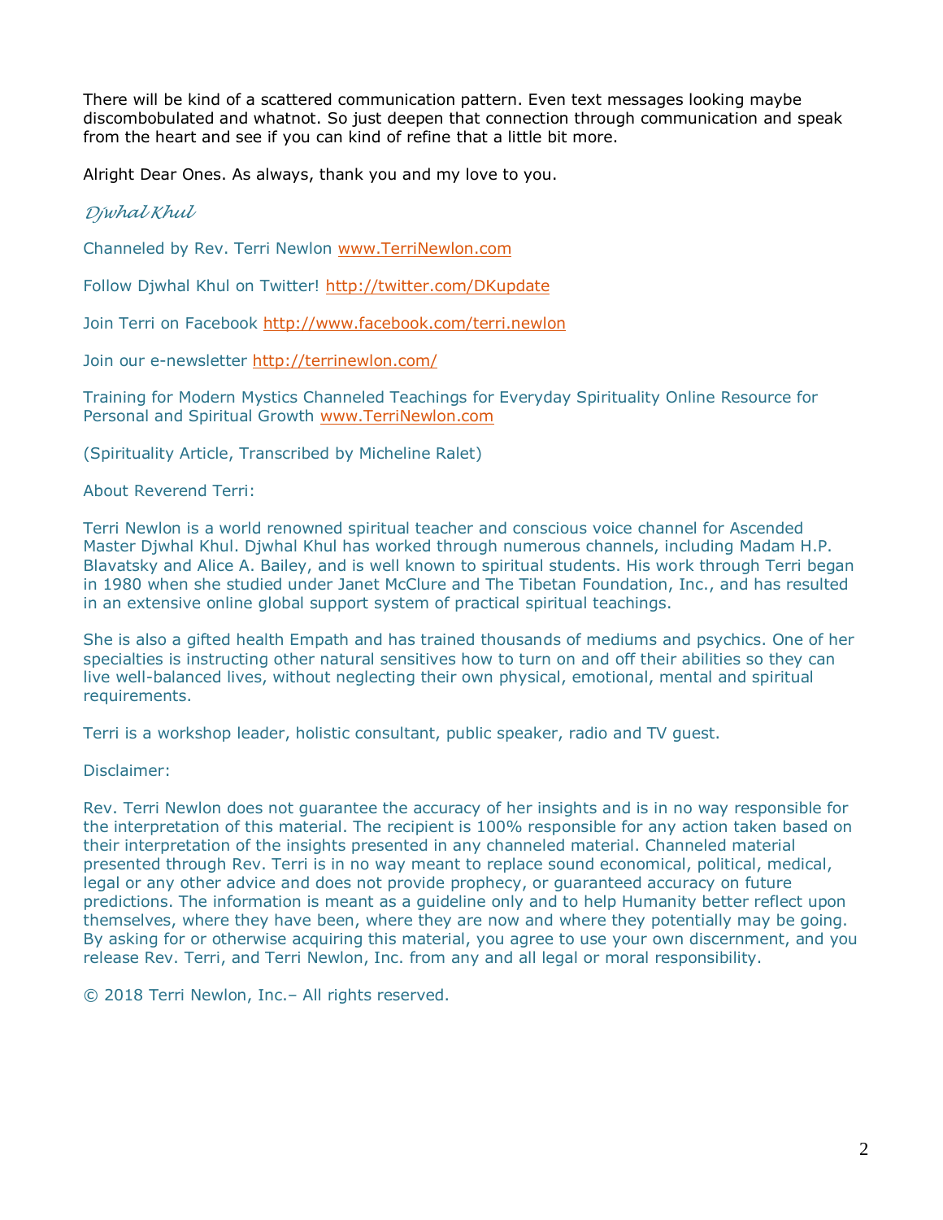There will be kind of a scattered communication pattern. Even text messages looking maybe discombobulated and whatnot. So just deepen that connection through communication and speak from the heart and see if you can kind of refine that a little bit more.

Alright Dear Ones. As always, thank you and my love to you.

*Djwhal Khul*

Channeled by Rev. Terri Newlon www.TerriNewlon.com

Follow Djwhal Khul on Twitter! http://twitter.com/DKupdate

Join Terri on Facebook http://www.facebook.com/terri.newlon

Join our e-newsletter http://terrinewlon.com/

Training for Modern Mystics Channeled Teachings for Everyday Spirituality Online Resource for Personal and Spiritual Growth www.TerriNewlon.com

(Spirituality Article, Transcribed by Micheline Ralet)

About Reverend Terri:

Terri Newlon is a world renowned spiritual teacher and conscious voice channel for Ascended Master Djwhal Khul. Djwhal Khul has worked through numerous channels, including Madam H.P. Blavatsky and Alice A. Bailey, and is well known to spiritual students. His work through Terri began in 1980 when she studied under Janet McClure and The Tibetan Foundation, Inc., and has resulted in an extensive online global support system of practical spiritual teachings.

She is also a gifted health Empath and has trained thousands of mediums and psychics. One of her specialties is instructing other natural sensitives how to turn on and off their abilities so they can live well-balanced lives, without neglecting their own physical, emotional, mental and spiritual requirements.

Terri is a workshop leader, holistic consultant, public speaker, radio and TV guest.

Disclaimer:

Rev. Terri Newlon does not guarantee the accuracy of her insights and is in no way responsible for the interpretation of this material. The recipient is 100% responsible for any action taken based on their interpretation of the insights presented in any channeled material. Channeled material presented through Rev. Terri is in no way meant to replace sound economical, political, medical, legal or any other advice and does not provide prophecy, or guaranteed accuracy on future predictions. The information is meant as a guideline only and to help Humanity better reflect upon themselves, where they have been, where they are now and where they potentially may be going. By asking for or otherwise acquiring this material, you agree to use your own discernment, and you release Rev. Terri, and Terri Newlon, Inc. from any and all legal or moral responsibility.

© 2018 Terri Newlon, Inc.– All rights reserved.